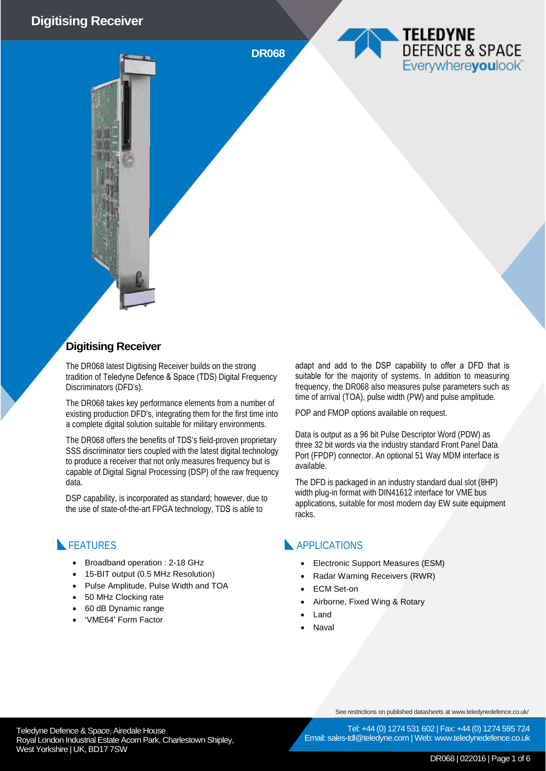# Digitising Receiver

**DR068**

TELEDYNE DEFENCE & SPACE
Everywhereyoulook™

## Digitising Receiver

The DR068 latest Digitising Receiver builds on the strong tradition of Teledyne Defence & Space (TDS) Digital Frequency Discriminators (DFD's).

The DR068 takes key performance elements from a number of existing production DFD's, integrating them for the first time into a complete digital solution suitable for military environments.

The DR068 offers the benefits of TDS's field-proven proprietary SSS discriminator tiers coupled with the latest digital technology to produce a receiver that not only measures frequency but is capable of Digital Signal Processing (DSP) of the raw frequency data.

DSP capability, is incorporated as standard; however, due to the use of state-of-the-art FPGA technology, TDS is able to adapt and add to the DSP capability to offer a DFD that is suitable for the majority of systems. In addition to measuring frequency, the DR068 also measures pulse parameters such as time of arrival (TOA), pulse width (PW) and pulse amplitude.

POP and FMOP options available on request.

Data is output as a 96 bit Pulse Descriptor Word (PDW) as three 32 bit words via the industry standard Front Panel Data Port (FPDP) connector. An optional 51 Way MDM interface is available.

The DFD is packaged in an industry standard dual slot (8HP) width plug-in format with DIN41612 interface for VME bus applications, suitable for most modern day EW suite equipment racks.

## FEATURES

- Broadband operation : 2-18 GHz
- 15-BIT output (0.5 MHz Resolution)
- Pulse Amplitude, Pulse Width and TOA
- 50 MHz Clocking rate
- 60 dB Dynamic range
- 'VME64' Form Factor

## APPLICATIONS

- Electronic Support Measures (ESM)
- Radar Warning Receivers (RWR)
- ECM Set-on
- Airborne, Fixed Wing & Rotary
- Land
- Naval

See restrictions on published datasheets at www.teledynedefence.co.uk/

Teledyne Defence & Space, Airedale House
Royal London Industrial Estate Acorn Park, Charlestown Shipley,
West Yorkshire | UK, BD17 7SW

Tel: +44 (0) 1274 531 602 | Fax: +44 (0) 1274 595 724
Email: sales-tdl@teledyne.com | Web: www.teledynedefence.co.uk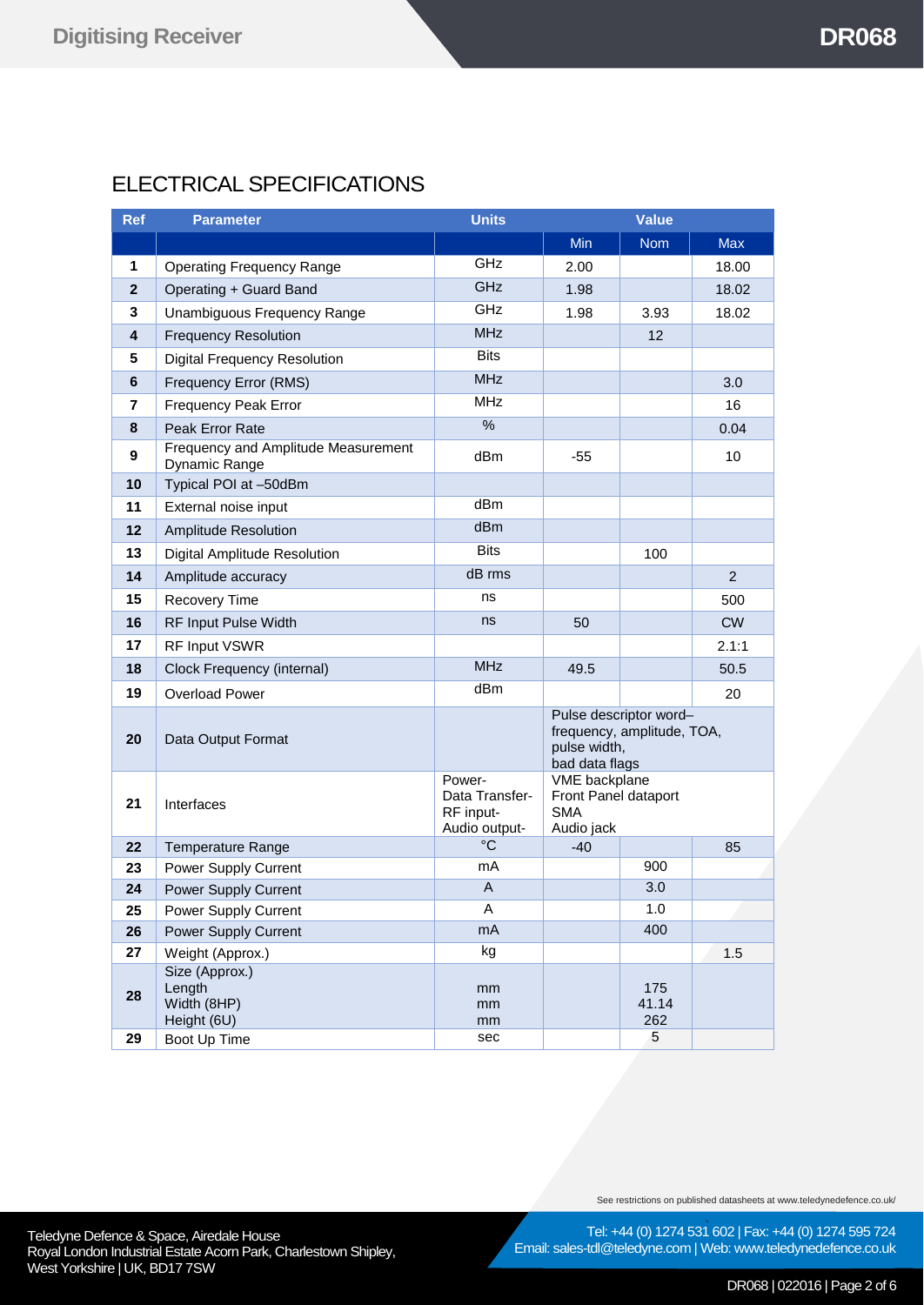## ELECTRICAL SPECIFICATIONS

| Ref | Parameter | Units | Value | | |
|---|---|---|---|---|---|
| | | | Min | Nom | Max |
| 1 | Operating Frequency Range | GHz | 2.00 | | 18.00 |
| 2 | Operating + Guard Band | GHz | 1.98 | | 18.02 |
| 3 | Unambiguous Frequency Range | GHz | 1.98 | 3.93 | 18.02 |
| 4 | Frequency Resolution | MHz | | 12 | |
| 5 | Digital Frequency Resolution | Bits | | | |
| 6 | Frequency Error (RMS) | MHz | | | 3.0 |
| 7 | Frequency Peak Error | MHz | | | 16 |
| 8 | Peak Error Rate | % | | | 0.04 |
| 9 | Frequency and Amplitude Measurement Dynamic Range | dBm | -55 | | 10 |
| 10 | Typical POI at –50dBm | | | | |
| 11 | External noise input | dBm | | | |
| 12 | Amplitude Resolution | dBm | | | |
| 13 | Digital Amplitude Resolution | Bits | | 100 | |
| 14 | Amplitude accuracy | dB rms | | | 2 |
| 15 | Recovery Time | ns | | | 500 |
| 16 | RF Input Pulse Width | ns | 50 | | CW |
| 17 | RF Input VSWR | | | | 2.1:1 |
| 18 | Clock Frequency (internal) | MHz | 49.5 | | 50.5 |
| 19 | Overload Power | dBm | | | 20 |
| 20 | Data Output Format | | Pulse descriptor word– frequency, amplitude, TOA, pulse width, bad data flags | | |
| 21 | Interfaces | Power-<br>Data Transfer-<br>RF input-<br>Audio output- | VME backplane<br>Front Panel dataport<br>SMA<br>Audio jack | | |
| 22 | Temperature Range | °C | -40 | | 85 |
| 23 | Power Supply Current | mA | | 900 | |
| 24 | Power Supply Current | A | | 3.0 | |
| 25 | Power Supply Current | A | | 1.0 | |
| 26 | Power Supply Current | mA | | 400 | |
| 27 | Weight (Approx.) | kg | | | 1.5 |
| 28 | Size (Approx.)<br>Length<br>Width (8HP)<br>Height (6U) | <br>mm<br>mm<br>mm | | <br>175<br>41.14<br>262 | |
| 29 | Boot Up Time | sec | | 5 | |

See restrictions on published datasheets at www.teledynedefence.co.uk/

Teledyne Defence & Space, Airedale House
Royal London Industrial Estate Acorn Park, Charlestown Shipley, West Yorkshire | UK, BD17 7SW

Tel: +44 (0) 1274 531 602 | Fax: +44 (0) 1274 595 724
Email: sales-tdl@teledyne.com | Web: www.teledynedefence.co.uk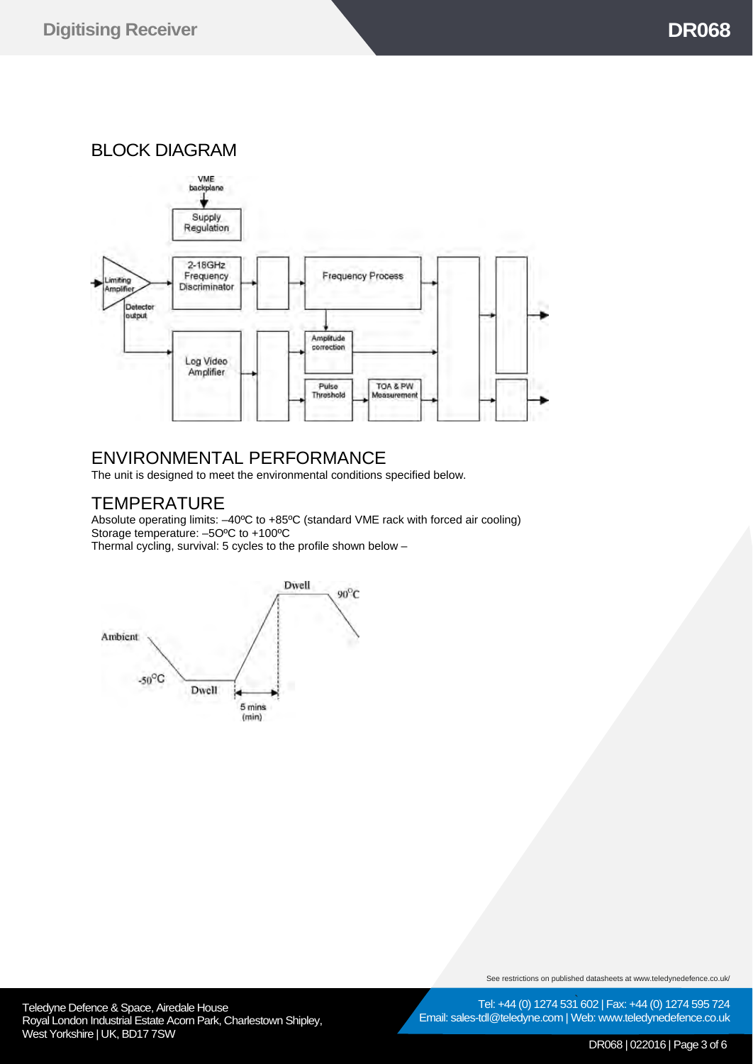## BLOCK DIAGRAM

## ENVIRONMENTAL PERFORMANCE

The unit is designed to meet the environmental conditions specified below.

## TEMPERATURE

Absolute operating limits: –40ºC to +85ºC (standard VME rack with forced air cooling)
Storage temperature: –5OºC to +100ºC
Thermal cycling, survival: 5 cycles to the profile shown below –

See restrictions on published datasheets at www.teledynedefence.co.uk/

Teledyne Defence & Space, Airedale House
Royal London Industrial Estate Acorn Park, Charlestown Shipley,
West Yorkshire | UK, BD17 7SW

Tel: +44 (0) 1274 531 602 | Fax: +44 (0) 1274 595 724
Email: sales-tdl@teledyne.com | Web: www.teledynedefence.co.uk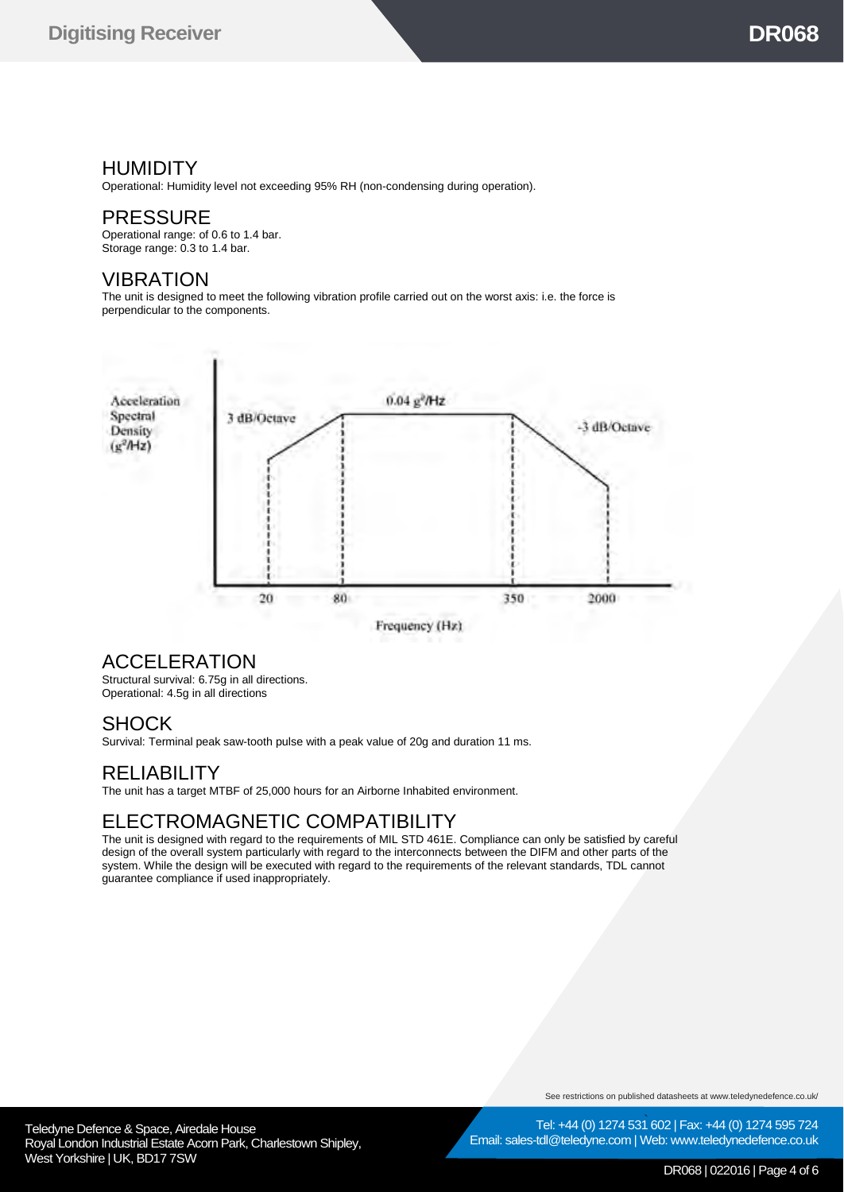## HUMIDITY

Operational: Humidity level not exceeding 95% RH (non-condensing during operation).

## PRESSURE

Operational range: of 0.6 to 1.4 bar.
Storage range: 0.3 to 1.4 bar.

## VIBRATION

The unit is designed to meet the following vibration profile carried out on the worst axis: i.e. the force is perpendicular to the components.

Acceleration Spectral Density ($g^2$/Hz)

3 dB/Octave — 0.04 $g^2$/Hz — -3 dB/Octave

20 — 80 — 350 — 2000

Frequency (Hz)

## ACCELERATION

Structural survival: 6.75g in all directions.
Operational: 4.5g in all directions

## SHOCK

Survival: Terminal peak saw-tooth pulse with a peak value of 20g and duration 11 ms.

## RELIABILITY

The unit has a target MTBF of 25,000 hours for an Airborne Inhabited environment.

## ELECTROMAGNETIC COMPATIBILITY

The unit is designed with regard to the requirements of MIL STD 461E. Compliance can only be satisfied by careful design of the overall system particularly with regard to the interconnects between the DIFM and other parts of the system. While the design will be executed with regard to the requirements of the relevant standards, TDL cannot guarantee compliance if used inappropriately.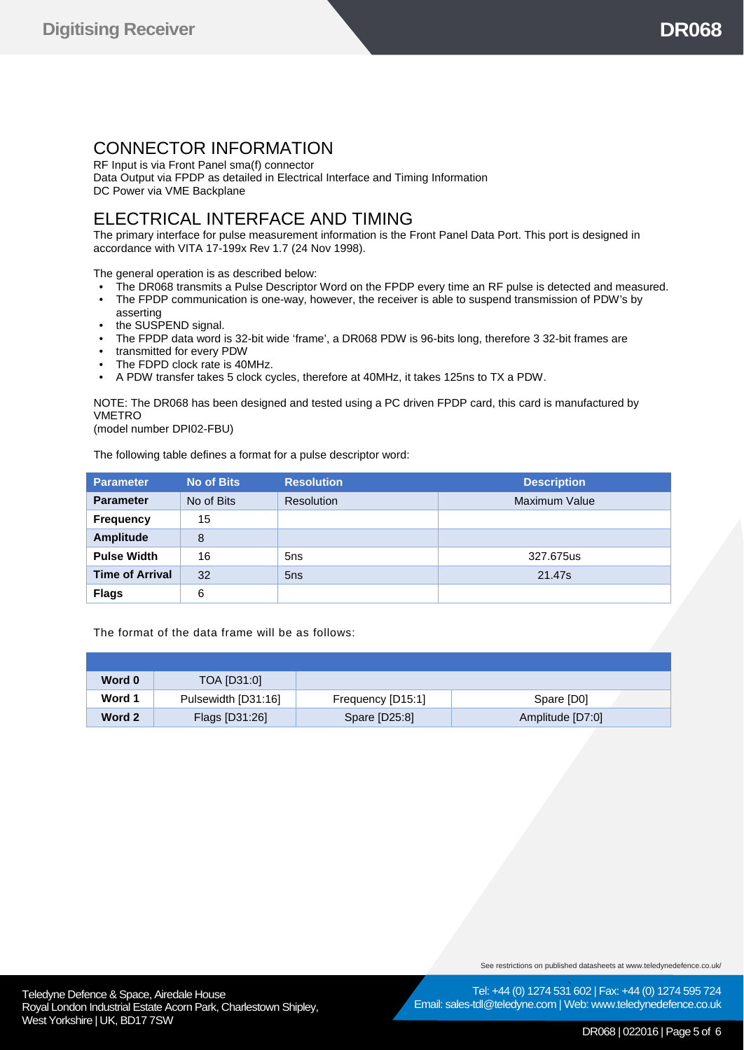## CONNECTOR INFORMATION

RF Input is via Front Panel sma(f) connector
Data Output via FPDP as detailed in Electrical Interface and Timing Information
DC Power via VME Backplane

## ELECTRICAL INTERFACE AND TIMING

The primary interface for pulse measurement information is the Front Panel Data Port. This port is designed in accordance with VITA 17-199x Rev 1.7 (24 Nov 1998).

The general operation is as described below:

- The DR068 transmits a Pulse Descriptor Word on the FPDP every time an RF pulse is detected and measured.
- The FPDP communication is one-way, however, the receiver is able to suspend transmission of PDW's by asserting
- the SUSPEND signal.
- The FPDP data word is 32-bit wide 'frame', a DR068 PDW is 96-bits long, therefore 3 32-bit frames are
- transmitted for every PDW
- The FDPD clock rate is 40MHz.
- A PDW transfer takes 5 clock cycles, therefore at 40MHz, it takes 125ns to TX a PDW.

NOTE: The DR068 has been designed and tested using a PC driven FPDP card, this card is manufactured by VMETRO
(model number DPI02-FBU)

The following table defines a format for a pulse descriptor word:

| Parameter | No of Bits | Resolution | Description |
|---|---|---|---|
| **Parameter** | No of Bits | Resolution | Maximum Value |
| **Frequency** | 15 | | |
| **Amplitude** | 8 | | |
| **Pulse Width** | 16 | 5ns | 327.675us |
| **Time of Arrival** | 32 | 5ns | 21.47s |
| **Flags** | 6 | | |

The format of the data frame will be as follows:

| | | | |
|---|---|---|---|
| **Word 0** | TOA [D31:0] | | |
| **Word 1** | Pulsewidth [D31:16] | Frequency [D15:1] | Spare [D0] |
| **Word 2** | Flags [D31:26] | Spare [D25:8] | Amplitude [D7:0] |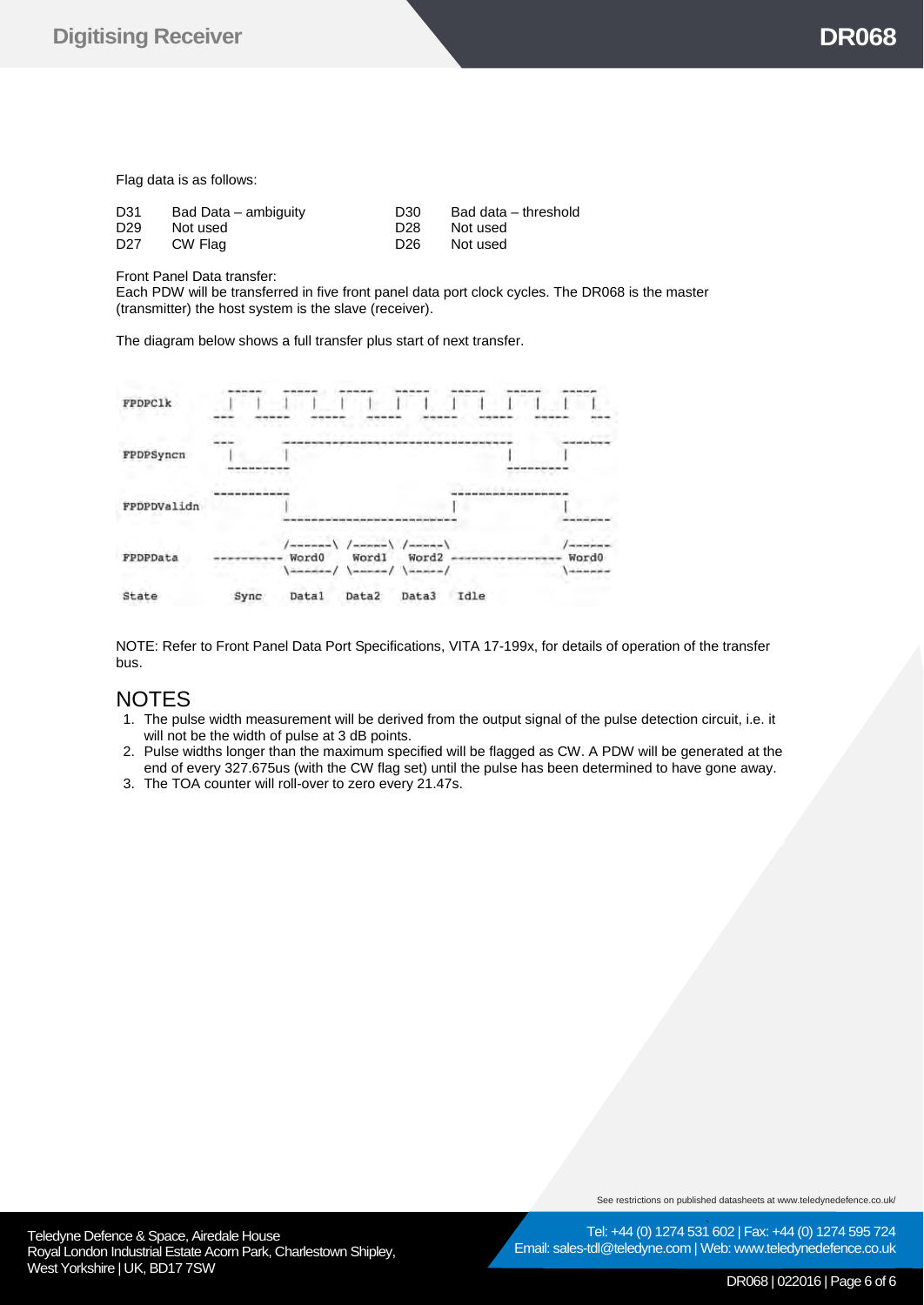Flag data is as follows:

| | | | |
|---|---|---|---|
| D31 | Bad Data – ambiguity | D30 | Bad data – threshold |
| D29 | Not used | D28 | Not used |
| D27 | CW Flag | D26 | Not used |

Front Panel Data transfer:
Each PDW will be transferred in five front panel data port clock cycles. The DR068 is the master (transmitter) the host system is the slave (receiver).

The diagram below shows a full transfer plus start of next transfer.

FPDPClk

FPDPSyncn

FPDPDValidn

FPDPData Word0 Word1 Word2 Word0

State Sync Data1 Data2 Data3 Idle

NOTE: Refer to Front Panel Data Port Specifications, VITA 17-199x, for details of operation of the transfer bus.

## NOTES

1. The pulse width measurement will be derived from the output signal of the pulse detection circuit, i.e. it will not be the width of pulse at 3 dB points.
2. Pulse widths longer than the maximum specified will be flagged as CW. A PDW will be generated at the end of every 327.675us (with the CW flag set) until the pulse has been determined to have gone away.
3. The TOA counter will roll-over to zero every 21.47s.

See restrictions on published datasheets at www.teledynedefence.co.uk/

Teledyne Defence & Space, Airedale House
Royal London Industrial Estate Acorn Park, Charlestown Shipley,
West Yorkshire | UK, BD17 7SW

Tel: +44 (0) 1274 531 602 | Fax: +44 (0) 1274 595 724
Email: sales-tdl@teledyne.com | Web: www.teledynedefence.co.uk